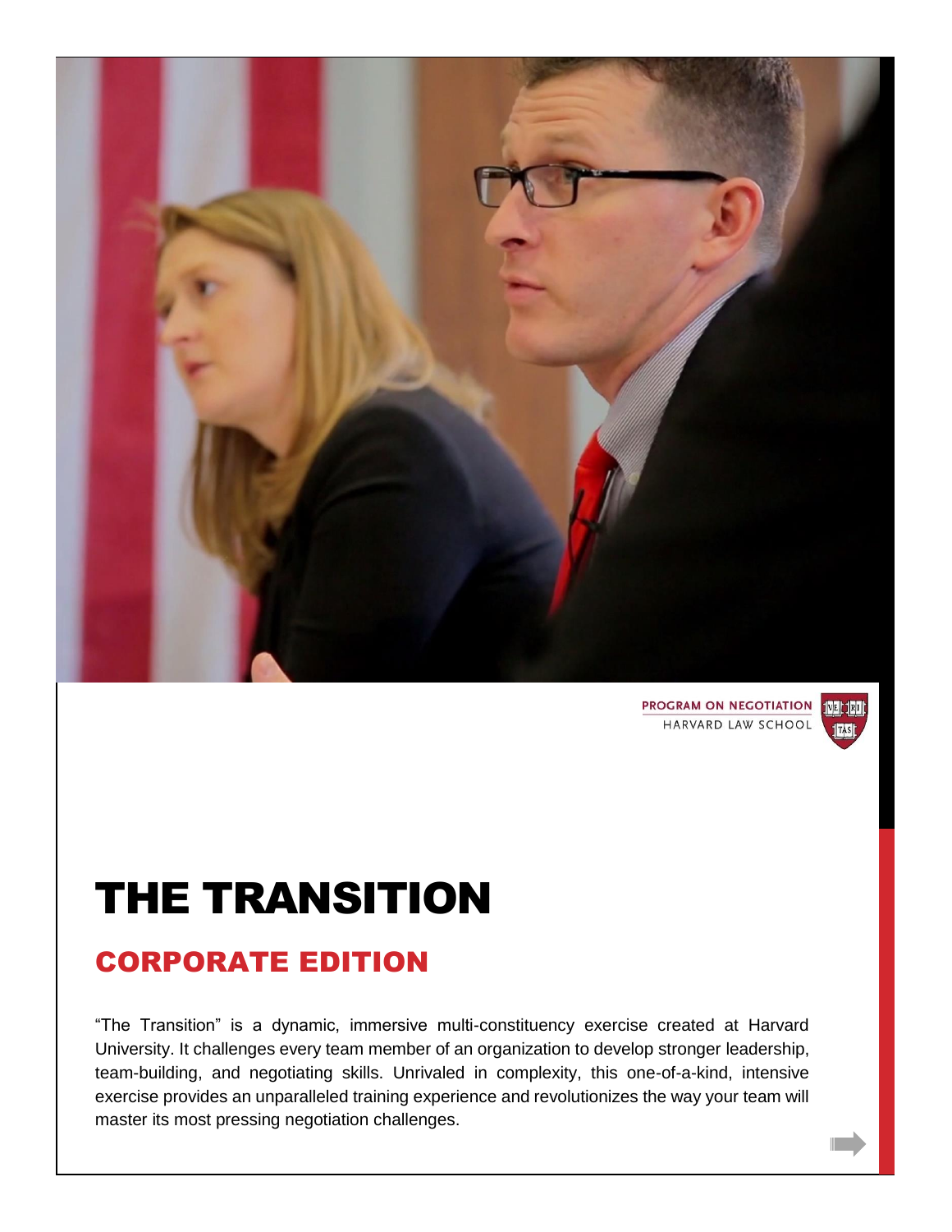PROGRAM ON NEGOTIATION
HARVARD LAW SCHOOL

# THE TRANSITION

## CORPORATE EDITION

"The Transition" is a dynamic, immersive multi-constituency exercise created at Harvard University. It challenges every team member of an organization to develop stronger leadership, team-building, and negotiating skills. Unrivaled in complexity, this one-of-a-kind, intensive exercise provides an unparalleled training experience and revolutionizes the way your team will master its most pressing negotiation challenges.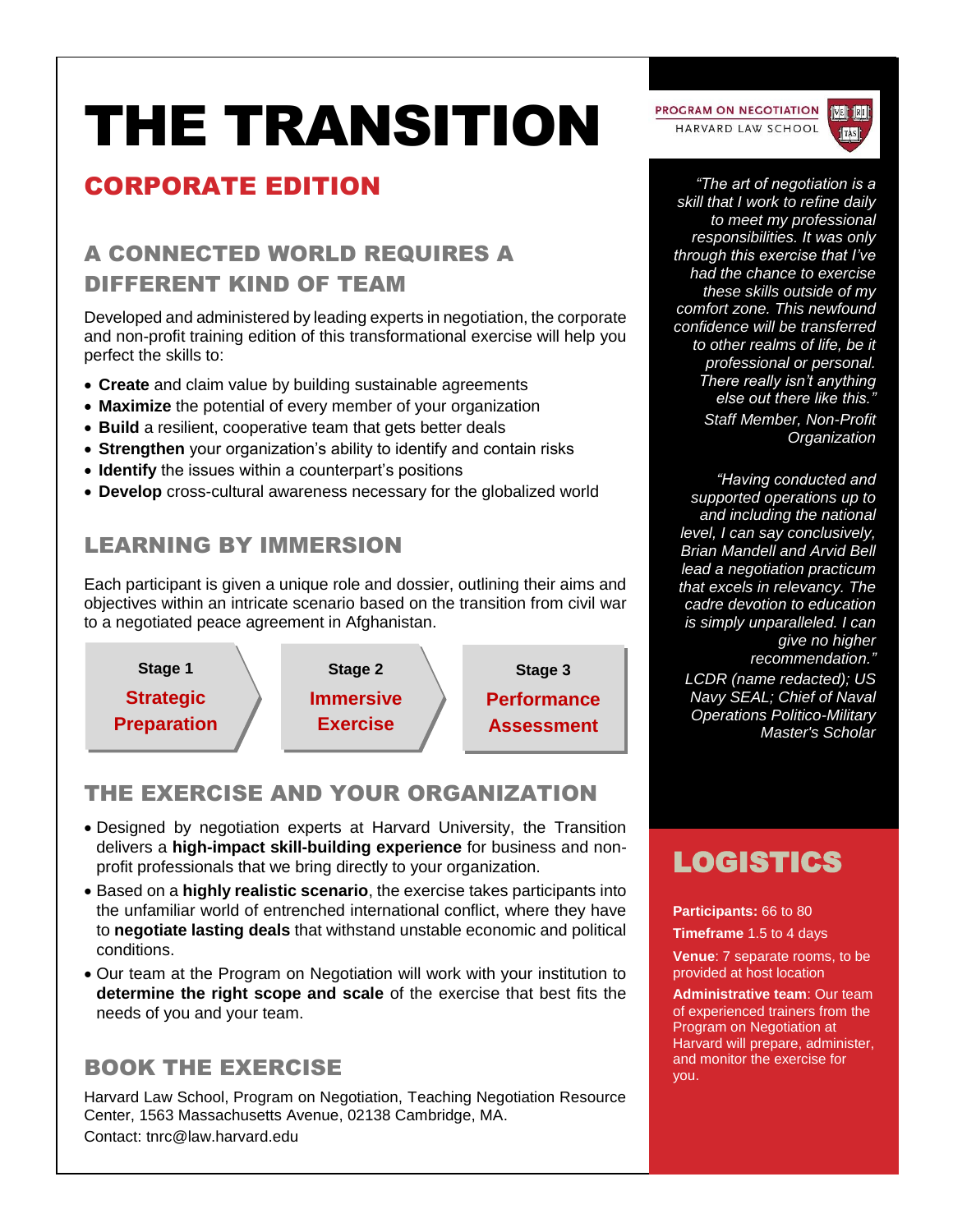# THE TRANSITION

## CORPORATE EDITION

PROGRAM ON NEGOTIATION
HARVARD LAW SCHOOL

### A CONNECTED WORLD REQUIRES A DIFFERENT KIND OF TEAM

Developed and administered by leading experts in negotiation, the corporate and non-profit training edition of this transformational exercise will help you perfect the skills to:

- **Create** and claim value by building sustainable agreements
- **Maximize** the potential of every member of your organization
- **Build** a resilient, cooperative team that gets better deals
- **Strengthen** your organization's ability to identify and contain risks
- **Identify** the issues within a counterpart's positions
- **Develop** cross-cultural awareness necessary for the globalized world

### LEARNING BY IMMERSION

Each participant is given a unique role and dossier, outlining their aims and objectives within an intricate scenario based on the transition from civil war to a negotiated peace agreement in Afghanistan.

**Stage 1** – Strategic Preparation

**Stage 2** – Immersive Exercise

**Stage 3** – Performance Assessment

### THE EXERCISE AND YOUR ORGANIZATION

- Designed by negotiation experts at Harvard University, the Transition delivers a **high-impact skill-building experience** for business and non-profit professionals that we bring directly to your organization.
- Based on a **highly realistic scenario**, the exercise takes participants into the unfamiliar world of entrenched international conflict, where they have to **negotiate lasting deals** that withstand unstable economic and political conditions.
- Our team at the Program on Negotiation will work with your institution to **determine the right scope and scale** of the exercise that best fits the needs of you and your team.

### BOOK THE EXERCISE

Harvard Law School, Program on Negotiation, Teaching Negotiation Resource Center, 1563 Massachusetts Avenue, 02138 Cambridge, MA.

Contact: tnrc@law.harvard.edu

*"The art of negotiation is a skill that I work to refine daily to meet my professional responsibilities. It was only through this exercise that I've had the chance to exercise these skills outside of my comfort zone. This newfound confidence will be transferred to other realms of life, be it professional or personal. There really isn't anything else out there like this."*
*Staff Member, Non-Profit Organization*

*"Having conducted and supported operations up to and including the national level, I can say conclusively, Brian Mandell and Arvid Bell lead a negotiation practicum that excels in relevancy. The cadre devotion to education is simply unparalleled. I can give no higher recommendation."*
*LCDR (name redacted); US Navy SEAL; Chief of Naval Operations Politico-Military Master's Scholar*

## LOGISTICS

**Participants:** 66 to 80

**Timeframe** 1.5 to 4 days

**Venue**: 7 separate rooms, to be provided at host location

**Administrative team**: Our team of experienced trainers from the Program on Negotiation at Harvard will prepare, administer, and monitor the exercise for you.